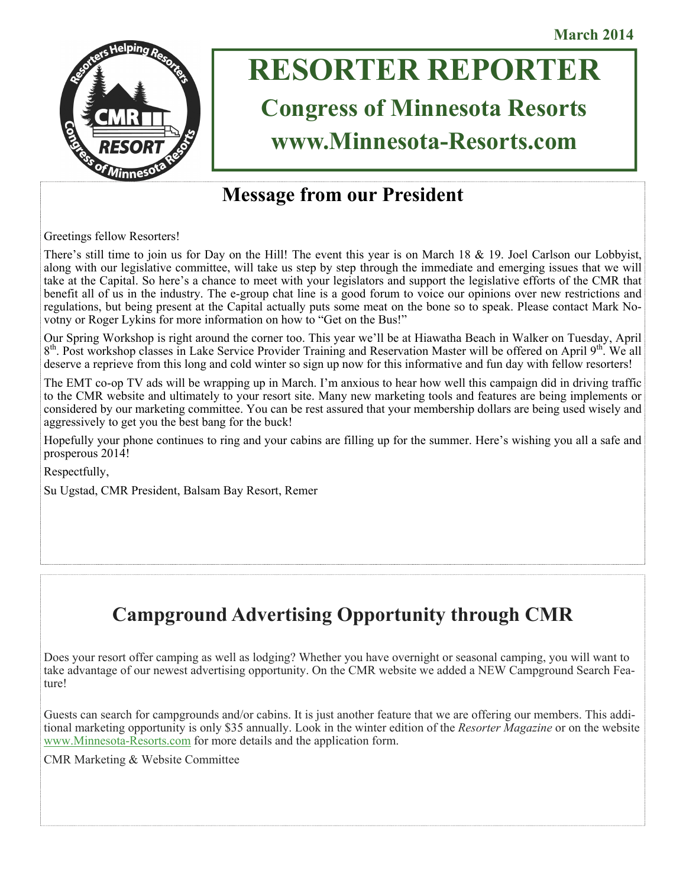March 2014

# RESORTER REPORTER

## Congress of Minnesota Resorts

## www.Minnesota-Resorts.com

## Message from our President

Greetings fellow Resorters!

There's still time to join us for Day on the Hill! The event this year is on March 18 & 19. Joel Carlson our Lobbyist, along with our legislative committee, will take us step by step through the immediate and emerging issues that we will take at the Capital. So here's a chance to meet with your legislators and support the legislative efforts of the CMR that benefit all of us in the industry. The e-group chat line is a good forum to voice our opinions over new restrictions and regulations, but being present at the Capital actually puts some meat on the bone so to speak. Please contact Mark Novotny or Roger Lykins for more information on how to "Get on the Bus!"

Our Spring Workshop is right around the corner too. This year we'll be at Hiawatha Beach in Walker on Tuesday, April 8th. Post workshop classes in Lake Service Provider Training and Reservation Master will be offered on April 9th. We all deserve a reprieve from this long and cold winter so sign up now for this informative and fun day with fellow resorters!

The EMT co-op TV ads will be wrapping up in March. I'm anxious to hear how well this campaign did in driving traffic to the CMR website and ultimately to your resort site. Many new marketing tools and features are being implements or considered by our marketing committee. You can be rest assured that your membership dollars are being used wisely and aggressively to get you the best bang for the buck!

Hopefully your phone continues to ring and your cabins are filling up for the summer. Here's wishing you all a safe and prosperous 2014!

Respectfully,

Su Ugstad, CMR President, Balsam Bay Resort, Remer

## Campground Advertising Opportunity through CMR

Does your resort offer camping as well as lodging? Whether you have overnight or seasonal camping, you will want to take advantage of our newest advertising opportunity. On the CMR website we added a NEW Campground Search Feature!

Guests can search for campgrounds and/or cabins. It is just another feature that we are offering our members. This additional marketing opportunity is only $35 annually. Look in the winter edition of the *Resorter Magazine* or on the website www.Minnesota-Resorts.com for more details and the application form.

CMR Marketing & Website Committee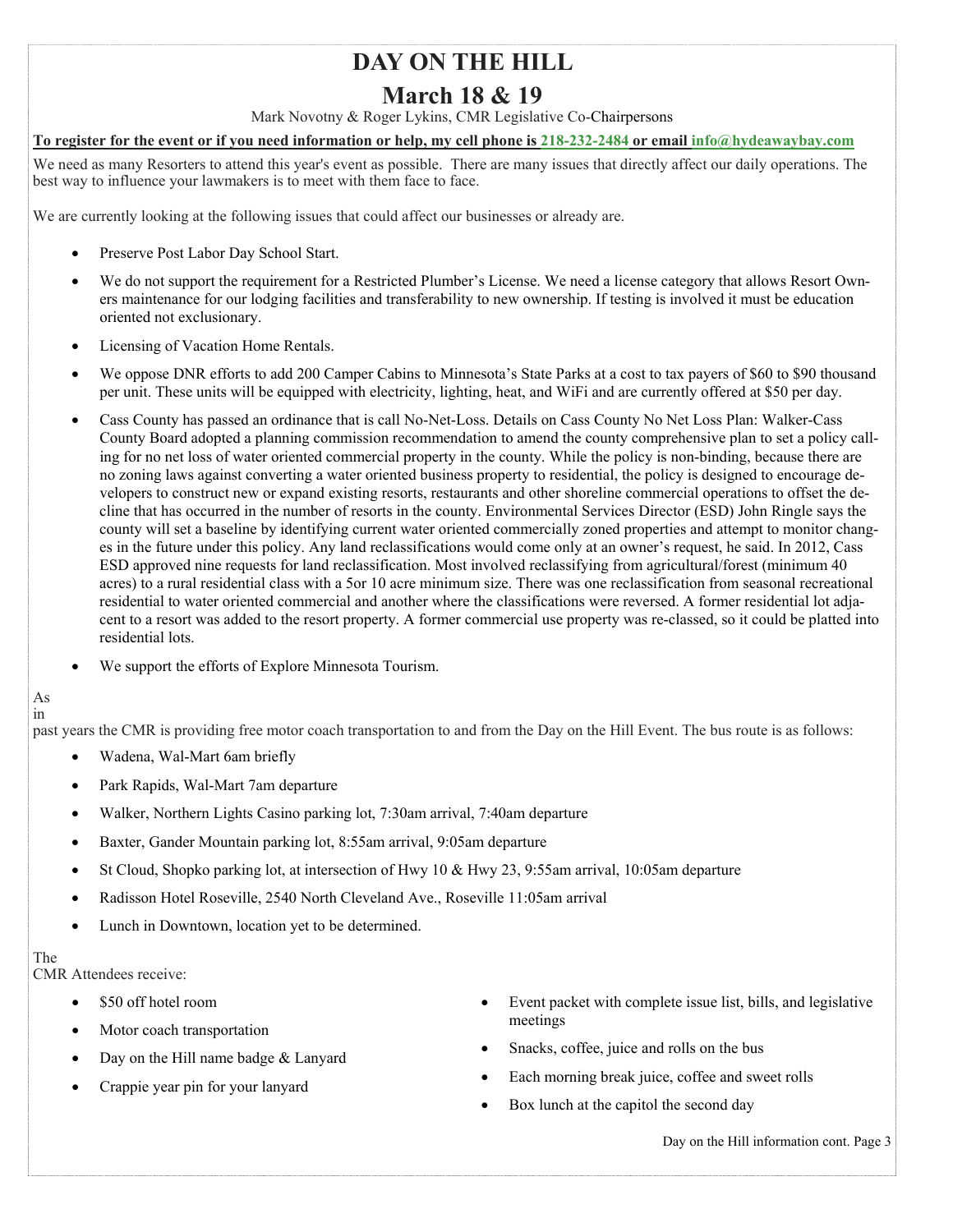# DAY ON THE HILL

## March 18 & 19

Mark Novotny & Roger Lykins, CMR Legislative Co-Chairpersons

**To register for the event or if you need information or help, my cell phone is 218-232-2484 or email info@hydeawaybay.com**

We need as many Resorters to attend this year's event as possible. There are many issues that directly affect our daily operations. The best way to influence your lawmakers is to meet with them face to face.

We are currently looking at the following issues that could affect our businesses or already are.

- Preserve Post Labor Day School Start.
- We do not support the requirement for a Restricted Plumber's License. We need a license category that allows Resort Owners maintenance for our lodging facilities and transferability to new ownership. If testing is involved it must be education oriented not exclusionary.
- Licensing of Vacation Home Rentals.
- We oppose DNR efforts to add 200 Camper Cabins to Minnesota's State Parks at a cost to tax payers of $60 to $90 thousand per unit. These units will be equipped with electricity, lighting, heat, and WiFi and are currently offered at $50 per day.
- Cass County has passed an ordinance that is call No-Net-Loss. Details on Cass County No Net Loss Plan: Walker-Cass County Board adopted a planning commission recommendation to amend the county comprehensive plan to set a policy calling for no net loss of water oriented commercial property in the county. While the policy is non-binding, because there are no zoning laws against converting a water oriented business property to residential, the policy is designed to encourage developers to construct new or expand existing resorts, restaurants and other shoreline commercial operations to offset the decline that has occurred in the number of resorts in the county. Environmental Services Director (ESD) John Ringle says the county will set a baseline by identifying current water oriented commercially zoned properties and attempt to monitor changes in the future under this policy. Any land reclassifications would come only at an owner's request, he said. In 2012, Cass ESD approved nine requests for land reclassification. Most involved reclassifying from agricultural/forest (minimum 40 acres) to a rural residential class with a 5or 10 acre minimum size. There was one reclassification from seasonal recreational residential to water oriented commercial and another where the classifications were reversed. A former residential lot adjacent to a resort was added to the resort property. A former commercial use property was re-classed, so it could be platted into residential lots.
- We support the efforts of Explore Minnesota Tourism.

As in past years the CMR is providing free motor coach transportation to and from the Day on the Hill Event. The bus route is as follows:

- Wadena, Wal-Mart 6am briefly
- Park Rapids, Wal-Mart 7am departure
- Walker, Northern Lights Casino parking lot, 7:30am arrival, 7:40am departure
- Baxter, Gander Mountain parking lot, 8:55am arrival, 9:05am departure
- St Cloud, Shopko parking lot, at intersection of Hwy 10 & Hwy 23, 9:55am arrival, 10:05am departure
- Radisson Hotel Roseville, 2540 North Cleveland Ave., Roseville 11:05am arrival
- Lunch in Downtown, location yet to be determined.

The CMR Attendees receive:

- $50 off hotel room
- Motor coach transportation
- Day on the Hill name badge & Lanyard
- Crappie year pin for your lanyard
- Event packet with complete issue list, bills, and legislative meetings
- Snacks, coffee, juice and rolls on the bus
- Each morning break juice, coffee and sweet rolls
- Box lunch at the capitol the second day

Day on the Hill information cont. Page 3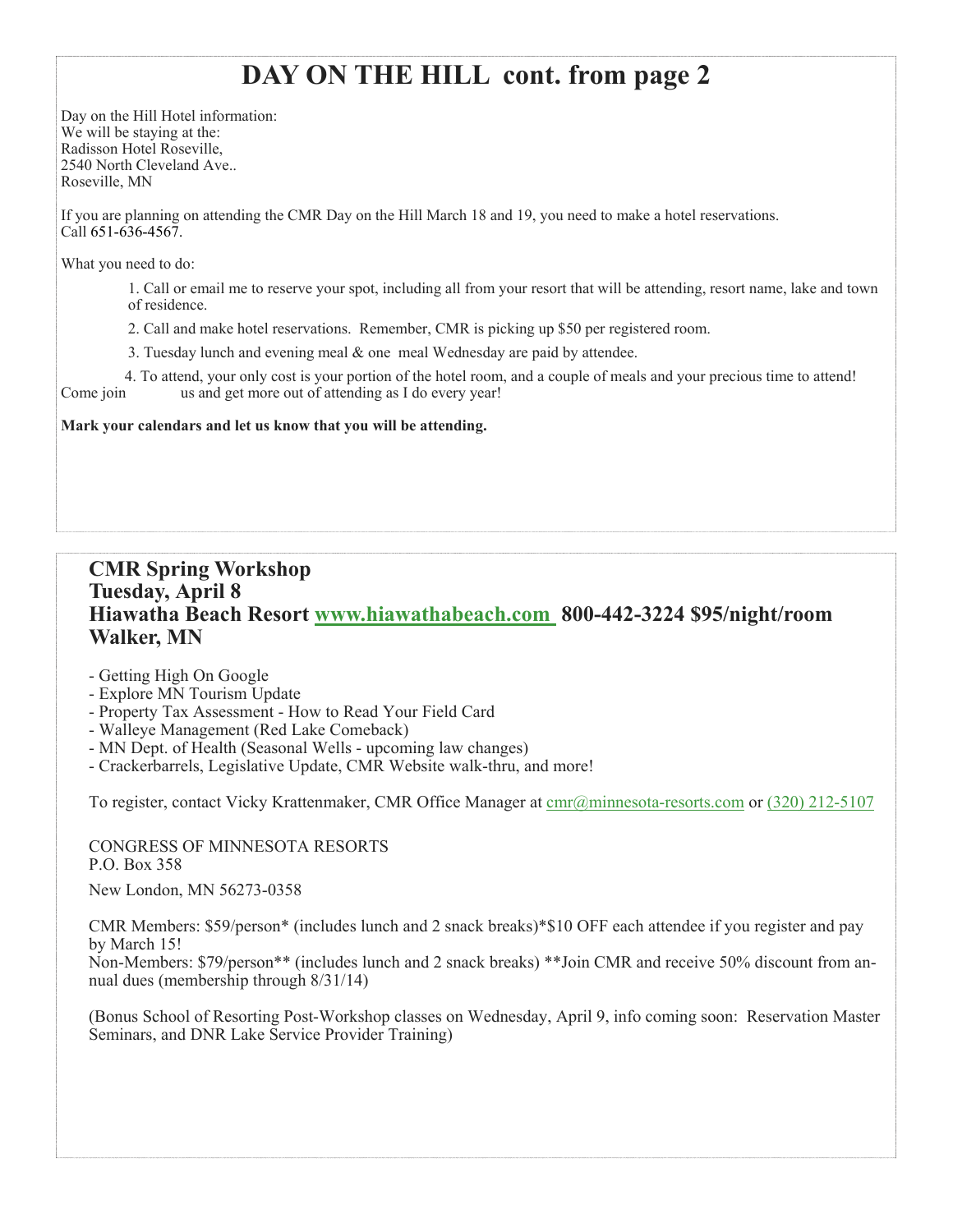# DAY ON THE HILL cont. from page 2

Day on the Hill Hotel information:
We will be staying at the:
Radisson Hotel Roseville,
2540 North Cleveland Ave..
Roseville, MN

If you are planning on attending the CMR Day on the Hill March 18 and 19, you need to make a hotel reservations. Call 651-636-4567.

What you need to do:

1. Call or email me to reserve your spot, including all from your resort that will be attending, resort name, lake and town of residence.
2. Call and make hotel reservations. Remember, CMR is picking up $50 per registered room.
3. Tuesday lunch and evening meal & one meal Wednesday are paid by attendee.
4. To attend, your only cost is your portion of the hotel room, and a couple of meals and your precious time to attend! Come join us and get more out of attending as I do every year!

**Mark your calendars and let us know that you will be attending.**

## CMR Spring Workshop
## Tuesday, April 8
## Hiawatha Beach Resort www.hiawathabeach.com 800-442-3224 $95/night/room
## Walker, MN

- Getting High On Google
- Explore MN Tourism Update
- Property Tax Assessment - How to Read Your Field Card
- Walleye Management (Red Lake Comeback)
- MN Dept. of Health (Seasonal Wells - upcoming law changes)
- Crackerbarrels, Legislative Update, CMR Website walk-thru, and more!

To register, contact Vicky Krattenmaker, CMR Office Manager at cmr@minnesota-resorts.com or (320) 212-5107

CONGRESS OF MINNESOTA RESORTS
P.O. Box 358
New London, MN 56273-0358

CMR Members: $59/person* (includes lunch and 2 snack breaks)*$10 OFF each attendee if you register and pay by March 15!
Non-Members: $79/person** (includes lunch and 2 snack breaks) **Join CMR and receive 50% discount from annual dues (membership through 8/31/14)

(Bonus School of Resorting Post-Workshop classes on Wednesday, April 9, info coming soon: Reservation Master Seminars, and DNR Lake Service Provider Training)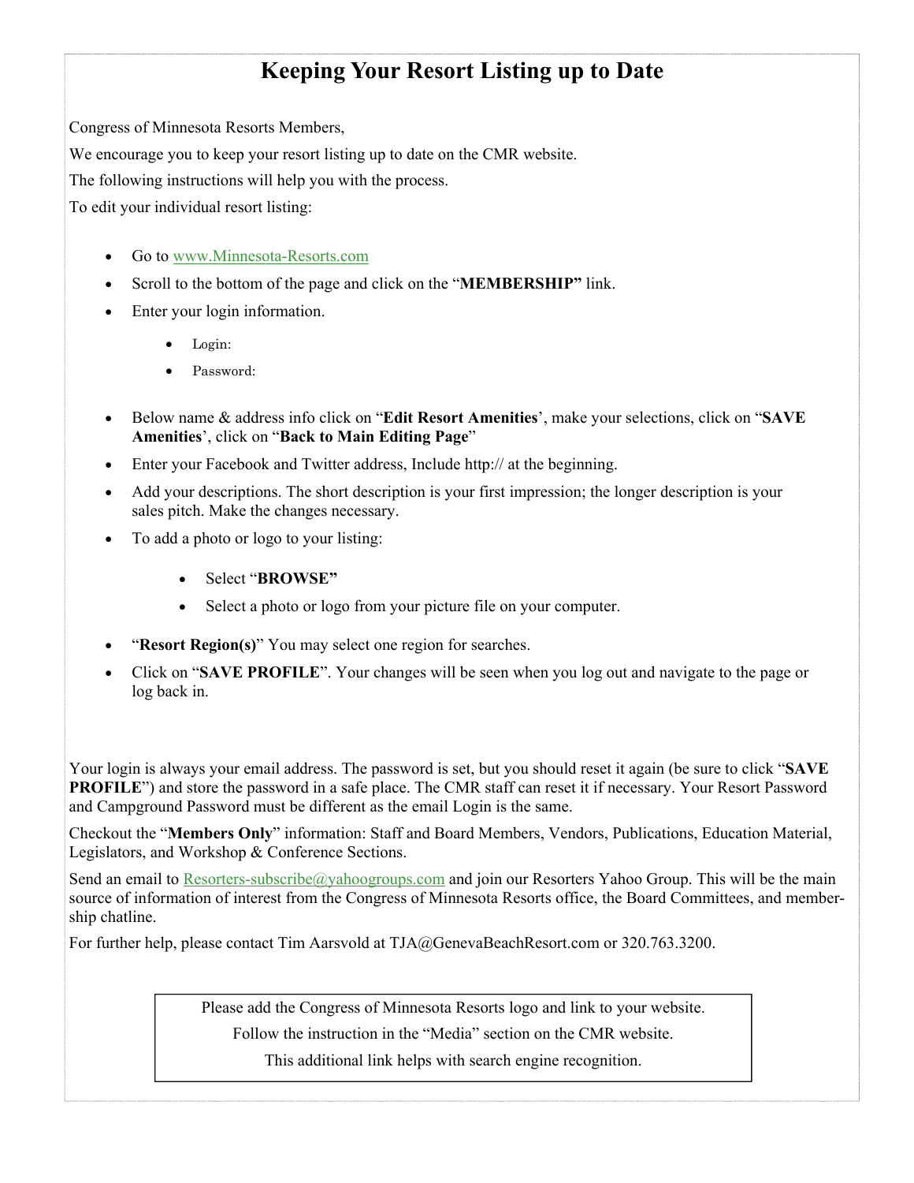# Keeping Your Resort Listing up to Date

Congress of Minnesota Resorts Members,

We encourage you to keep your resort listing up to date on the CMR website.

The following instructions will help you with the process.

To edit your individual resort listing:

- Go to www.Minnesota-Resorts.com
- Scroll to the bottom of the page and click on the "**MEMBERSHIP"** link.
- Enter your login information.
    - Login:
    - Password:
- Below name & address info click on "**Edit Resort Amenities**', make your selections, click on "**SAVE Amenities**', click on "**Back to Main Editing Page**"
- Enter your Facebook and Twitter address, Include http:// at the beginning.
- Add your descriptions. The short description is your first impression; the longer description is your sales pitch. Make the changes necessary.
- To add a photo or logo to your listing:
    - Select "**BROWSE"**
    - Select a photo or logo from your picture file on your computer.
- "**Resort Region(s)**" You may select one region for searches.
- Click on "**SAVE PROFILE**". Your changes will be seen when you log out and navigate to the page or log back in.

Your login is always your email address. The password is set, but you should reset it again (be sure to click "**SAVE PROFILE**") and store the password in a safe place. The CMR staff can reset it if necessary. Your Resort Password and Campground Password must be different as the email Login is the same.

Checkout the "**Members Only**" information: Staff and Board Members, Vendors, Publications, Education Material, Legislators, and Workshop & Conference Sections.

Send an email to Resorters-subscribe@yahoogroups.com and join our Resorters Yahoo Group. This will be the main source of information of interest from the Congress of Minnesota Resorts office, the Board Committees, and membership chatline.

For further help, please contact Tim Aarsvold at TJA@GenevaBeachResort.com or 320.763.3200.

Please add the Congress of Minnesota Resorts logo and link to your website.
Follow the instruction in the "Media" section on the CMR website.
This additional link helps with search engine recognition.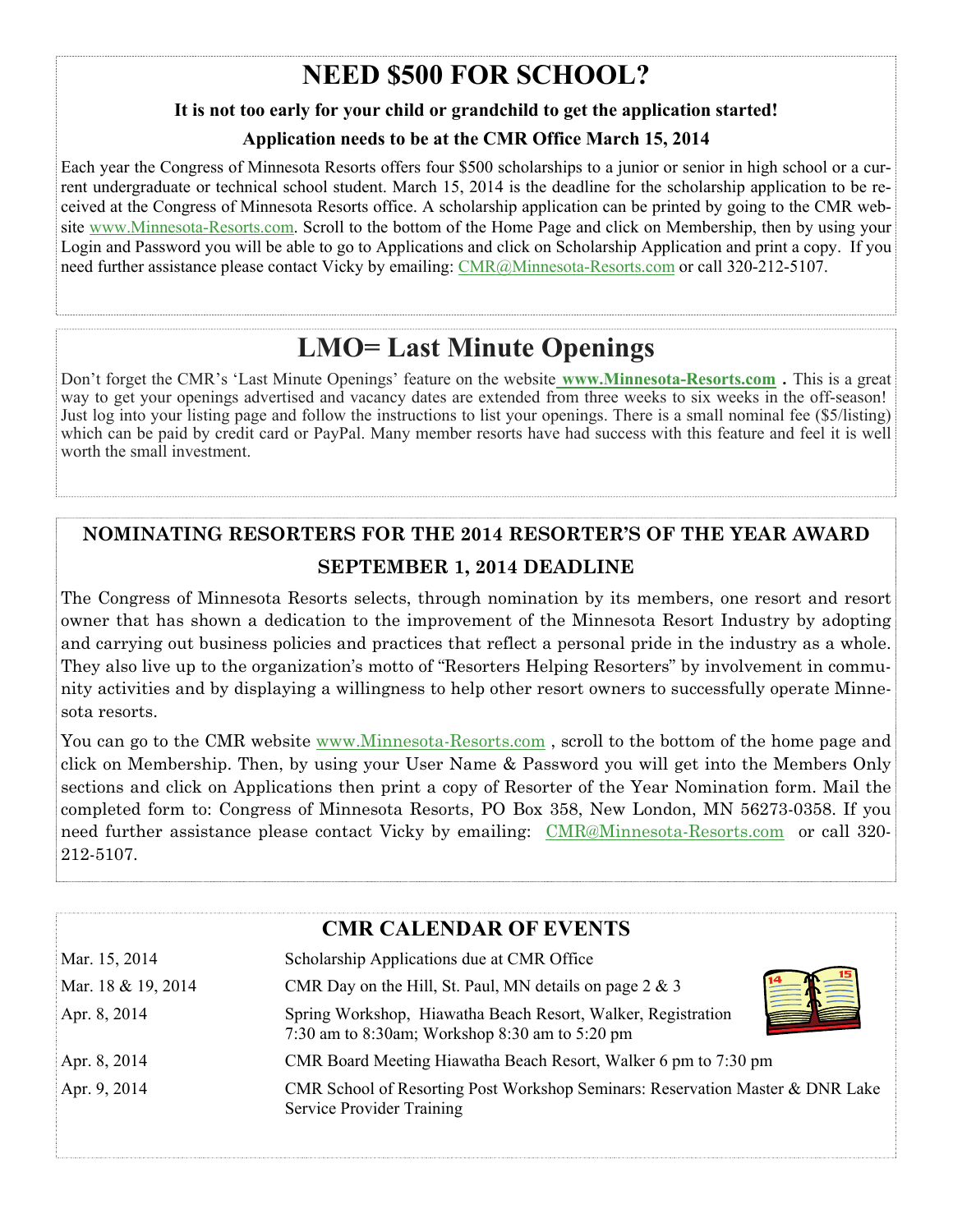# NEED $500 FOR SCHOOL?

**It is not too early for your child or grandchild to get the application started!**

**Application needs to be at the CMR Office March 15, 2014**

Each year the Congress of Minnesota Resorts offers four $500 scholarships to a junior or senior in high school or a current undergraduate or technical school student. March 15, 2014 is the deadline for the scholarship application to be received at the Congress of Minnesota Resorts office. A scholarship application can be printed by going to the CMR website www.Minnesota-Resorts.com. Scroll to the bottom of the Home Page and click on Membership, then by using your Login and Password you will be able to go to Applications and click on Scholarship Application and print a copy. If you need further assistance please contact Vicky by emailing: CMR@Minnesota-Resorts.com or call 320-212-5107.

# LMO= Last Minute Openings

Don't forget the CMR's 'Last Minute Openings' feature on the website **www.Minnesota-Resorts.com** **.** This is a great way to get your openings advertised and vacancy dates are extended from three weeks to six weeks in the off-season! Just log into your listing page and follow the instructions to list your openings. There is a small nominal fee ($5/listing) which can be paid by credit card or PayPal. Many member resorts have had success with this feature and feel it is well worth the small investment.

## NOMINATING RESORTERS FOR THE 2014 RESORTER'S OF THE YEAR AWARD

## SEPTEMBER 1, 2014 DEADLINE

The Congress of Minnesota Resorts selects, through nomination by its members, one resort and resort owner that has shown a dedication to the improvement of the Minnesota Resort Industry by adopting and carrying out business policies and practices that reflect a personal pride in the industry as a whole. They also live up to the organization's motto of "Resorters Helping Resorters" by involvement in community activities and by displaying a willingness to help other resort owners to successfully operate Minnesota resorts.

You can go to the CMR website www.Minnesota-Resorts.com , scroll to the bottom of the home page and click on Membership. Then, by using your User Name & Password you will get into the Members Only sections and click on Applications then print a copy of Resorter of the Year Nomination form. Mail the completed form to: Congress of Minnesota Resorts, PO Box 358, New London, MN 56273-0358. If you need further assistance please contact Vicky by emailing: CMR@Minnesota-Resorts.com or call 320-212-5107.

## CMR CALENDAR OF EVENTS

| Date | Event |
|---|---|
| Mar. 15, 2014 | Scholarship Applications due at CMR Office |
| Mar. 18 & 19, 2014 | CMR Day on the Hill, St. Paul, MN details on page 2 & 3 |
| Apr. 8, 2014 | Spring Workshop, Hiawatha Beach Resort, Walker, Registration 7:30 am to 8:30am; Workshop 8:30 am to 5:20 pm |
| Apr. 8, 2014 | CMR Board Meeting Hiawatha Beach Resort, Walker 6 pm to 7:30 pm |
| Apr. 9, 2014 | CMR School of Resorting Post Workshop Seminars: Reservation Master & DNR Lake Service Provider Training |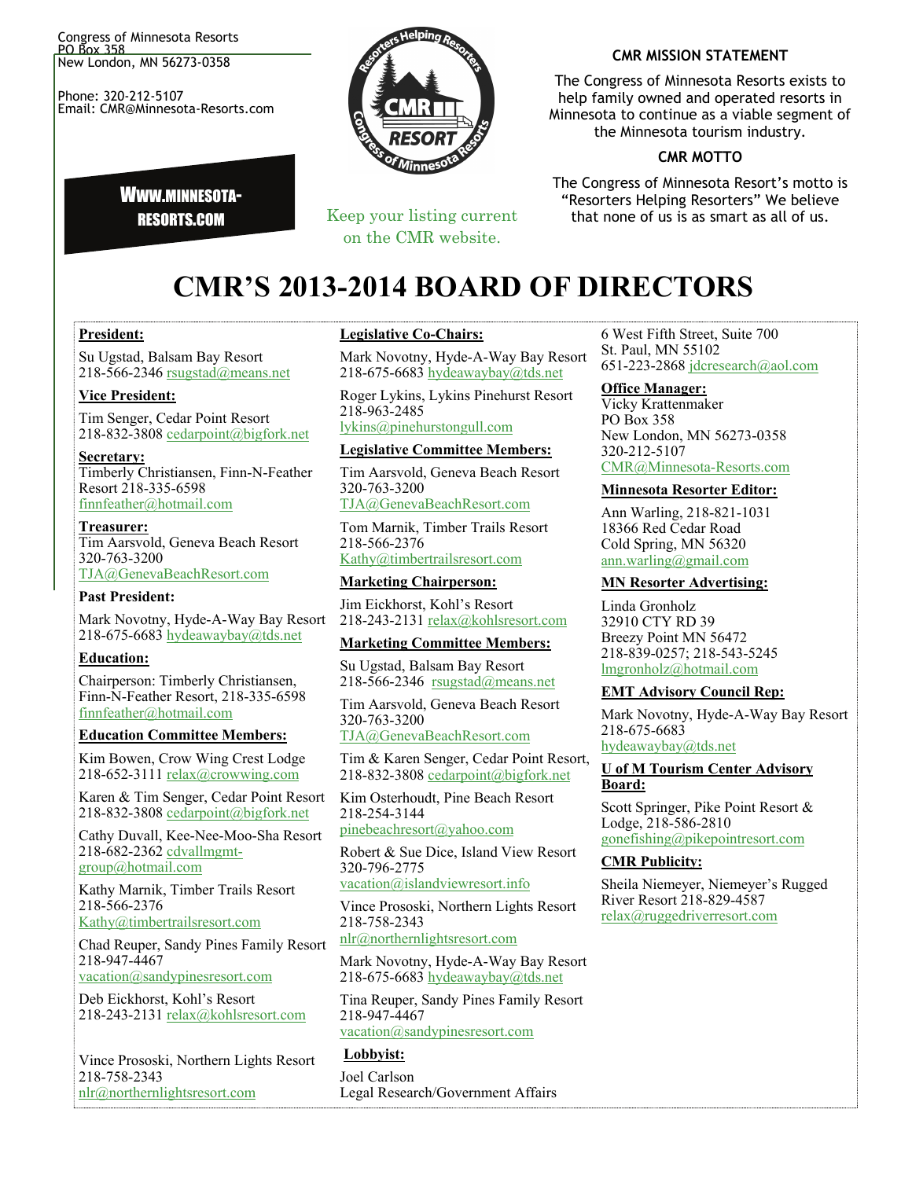Congress of Minnesota Resorts
PO Box 358
New London, MN 56273-0358

Phone: 320-212-5107
Email: CMR@Minnesota-Resorts.com

**WWW.MINNESOTA-RESORTS.COM**

Keep your listing current on the CMR website.

### CMR MISSION STATEMENT

The Congress of Minnesota Resorts exists to help family owned and operated resorts in Minnesota to continue as a viable segment of the Minnesota tourism industry.

### CMR MOTTO

The Congress of Minnesota Resort's motto is "Resorters Helping Resorters" We believe that none of us is as smart as all of us.

# CMR'S 2013-2014 BOARD OF DIRECTORS

**President:**

Su Ugstad, Balsam Bay Resort
218-566-2346 rsugstad@means.net

**Vice President:**

Tim Senger, Cedar Point Resort
218-832-3808 cedarpoint@bigfork.net

**Secretary:**
Timberly Christiansen, Finn-N-Feather Resort 218-335-6598
finnfeather@hotmail.com

**Treasurer:**
Tim Aarsvold, Geneva Beach Resort
320-763-3200
TJA@GenevaBeachResort.com

**Past President:**

Mark Novotny, Hyde-A-Way Bay Resort
218-675-6683 hydeawaybay@tds.net

**Education:**

Chairperson: Timberly Christiansen, Finn-N-Feather Resort, 218-335-6598
finnfeather@hotmail.com

**Education Committee Members:**

Kim Bowen, Crow Wing Crest Lodge
218-652-3111 relax@crowwing.com

Karen & Tim Senger, Cedar Point Resort
218-832-3808 cedarpoint@bigfork.net

Cathy Duvall, Kee-Nee-Moo-Sha Resort
218-682-2362 cdvallmgmt-group@hotmail.com

Kathy Marnik, Timber Trails Resort
218-566-2376
Kathy@timbertrailsresort.com

Chad Reuper, Sandy Pines Family Resort
218-947-4467
vacation@sandypinesresort.com

Deb Eickhorst, Kohl's Resort
218-243-2131 relax@kohlsresort.com

Vince Prososki, Northern Lights Resort
218-758-2343
nlr@northernlightsresort.com

**Legislative Co-Chairs:**

Mark Novotny, Hyde-A-Way Bay Resort
218-675-6683 hydeawaybay@tds.net

Roger Lykins, Lykins Pinehurst Resort
218-963-2485
lykins@pinehurstongull.com

**Legislative Committee Members:**

Tim Aarsvold, Geneva Beach Resort
320-763-3200
TJA@GenevaBeachResort.com

Tom Marnik, Timber Trails Resort
218-566-2376
Kathy@timbertrailsresort.com

**Marketing Chairperson:**

Jim Eickhorst, Kohl's Resort
218-243-2131 relax@kohlsresort.com

**Marketing Committee Members:**

Su Ugstad, Balsam Bay Resort
218-566-2346 rsugstad@means.net

Tim Aarsvold, Geneva Beach Resort
320-763-3200
TJA@GenevaBeachResort.com

Tim & Karen Senger, Cedar Point Resort,
218-832-3808 cedarpoint@bigfork.net

Kim Osterhoudt, Pine Beach Resort
218-254-3144
pinebeachresort@yahoo.com

Robert & Sue Dice, Island View Resort
320-796-2775
vacation@islandviewresort.info

Vince Prososki, Northern Lights Resort
218-758-2343
nlr@northernlightsresort.com

Mark Novotny, Hyde-A-Way Bay Resort
218-675-6683 hydeawaybay@tds.net

Tina Reuper, Sandy Pines Family Resort
218-947-4467
vacation@sandypinesresort.com

**Lobbyist:**

Joel Carlson
Legal Research/Government Affairs
6 West Fifth Street, Suite 700
St. Paul, MN 55102
651-223-2868 jdcresearch@aol.com

**Office Manager:**
Vicky Krattenmaker
PO Box 358
New London, MN 56273-0358
320-212-5107
CMR@Minnesota-Resorts.com

**Minnesota Resorter Editor:**

Ann Warling, 218-821-1031
18366 Red Cedar Road
Cold Spring, MN 56320
ann.warling@gmail.com

**MN Resorter Advertising:**

Linda Gronholz
32910 CTY RD 39
Breezy Point MN 56472
218-839-0257; 218-543-5245
lmgronholz@hotmail.com

**EMT Advisory Council Rep:**

Mark Novotny, Hyde-A-Way Bay Resort
218-675-6683
hydeawaybay@tds.net

**U of M Tourism Center Advisory Board:**

Scott Springer, Pike Point Resort & Lodge, 218-586-2810
gonefishing@pikepointresort.com

**CMR Publicity:**

Sheila Niemeyer, Niemeyer's Rugged River Resort 218-829-4587
relax@ruggedriverresort.com